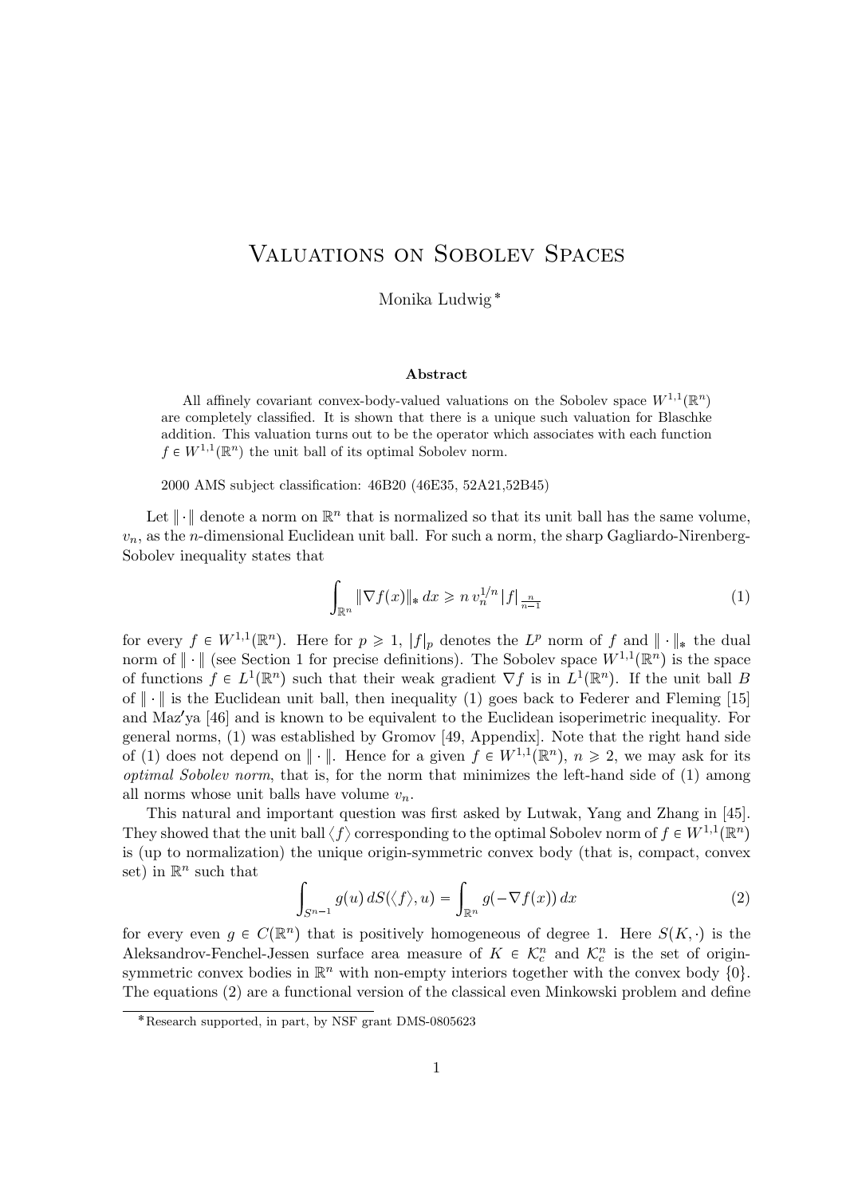// Title
# Valuations on Sobolev Spaces

Monika Ludwig [*]

### Abstract

All affinely covariant convex-body-valued valuations on the Sobolev space $W^{1,1}(\mathbb{R}^n)$ are completely classified. It is shown that there is a unique such valuation for Blaschke addition. This valuation turns out to be the operator which associates with each function $f \in W^{1,1}(\mathbb{R}^n)$ the unit ball of its optimal Sobolev norm.

2000 AMS subject classification: 46B20 (46E35, 52A21,52B45)

Let $\|\cdot\|$ denote a norm on $\mathbb{R}^n$ that is normalized so that its unit ball has the same volume, $v_n$, as the $n$-dimensional Euclidean unit ball. For such a norm, the sharp Gagliardo-Nirenberg-Sobolev inequality states that

$$\int_{\mathbb{R}^n} \|\nabla f(x)\|_* \, dx \geqslant n \, v_n^{1/n} \, |f|_{\frac{n}{n-1}} \tag{1}$$

for every $f \in W^{1,1}(\mathbb{R}^n)$. Here for $p \geqslant 1$, $|f|_p$ denotes the $L^p$ norm of $f$ and $\|\cdot\|_*$ the dual norm of $\|\cdot\|$ (see Section 1 for precise definitions). The Sobolev space $W^{1,1}(\mathbb{R}^n)$ is the space of functions $f \in L^1(\mathbb{R}^n)$ such that their weak gradient $\nabla f$ is in $L^1(\mathbb{R}^n)$. If the unit ball $B$ of $\|\cdot\|$ is the Euclidean unit ball, then inequality (1) goes back to Federer and Fleming [15] and Maz′ya [46] and is known to be equivalent to the Euclidean isoperimetric inequality. For general norms, (1) was established by Gromov [49, Appendix]. Note that the right hand side of (1) does not depend on $\|\cdot\|$. Hence for a given $f \in W^{1,1}(\mathbb{R}^n)$, $n \geqslant 2$, we may ask for its *optimal Sobolev norm*, that is, for the norm that minimizes the left-hand side of (1) among all norms whose unit balls have volume $v_n$.

This natural and important question was first asked by Lutwak, Yang and Zhang in [45]. They showed that the unit ball $\langle f \rangle$ corresponding to the optimal Sobolev norm of $f \in W^{1,1}(\mathbb{R}^n)$ is (up to normalization) the unique origin-symmetric convex body (that is, compact, convex set) in $\mathbb{R}^n$ such that

$$\int_{S^{n-1}} g(u) \, dS(\langle f \rangle, u) = \int_{\mathbb{R}^n} g(-\nabla f(x)) \, dx \tag{2}$$

for every even $g \in C(\mathbb{R}^n)$ that is positively homogeneous of degree 1. Here $S(K, \cdot)$ is the Aleksandrov-Fenchel-Jessen surface area measure of $K \in \mathcal{K}_c^n$ and $\mathcal{K}_c^n$ is the set of origin-symmetric convex bodies in $\mathbb{R}^n$ with non-empty interiors together with the convex body $\{0\}$. The equations (2) are a functional version of the classical even Minkowski problem and define

[*] Research supported, in part, by NSF grant DMS-0805623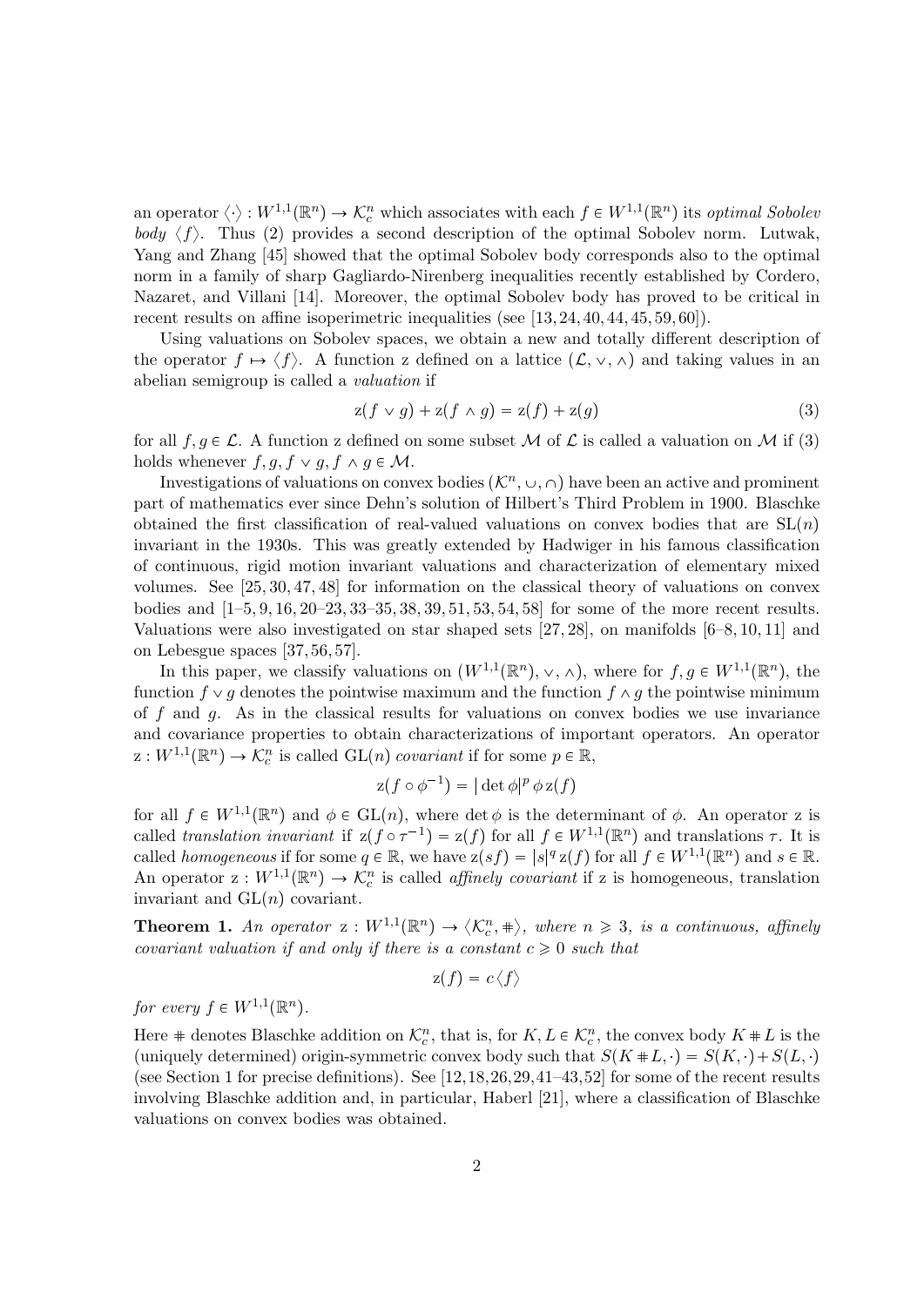an operator $\langle \cdot \rangle : W^{1,1}(\mathbb{R}^n) \to \mathcal{K}_c^n$ which associates with each $f \in W^{1,1}(\mathbb{R}^n)$ its *optimal Sobolev body* $\langle f \rangle$. Thus (2) provides a second description of the optimal Sobolev norm. Lutwak, Yang and Zhang [45] showed that the optimal Sobolev body corresponds also to the optimal norm in a family of sharp Gagliardo-Nirenberg inequalities recently established by Cordero, Nazaret, and Villani [14]. Moreover, the optimal Sobolev body has proved to be critical in recent results on affine isoperimetric inequalities (see [13, 24, 40, 44, 45, 59, 60]).

Using valuations on Sobolev spaces, we obtain a new and totally different description of the operator $f \mapsto \langle f \rangle$. A function z defined on a lattice $(\mathcal{L}, \vee, \wedge)$ and taking values in an abelian semigroup is called a *valuation* if

$$\mathrm{z}(f \vee g) + \mathrm{z}(f \wedge g) = \mathrm{z}(f) + \mathrm{z}(g) \tag{3}$$

for all $f, g \in \mathcal{L}$. A function z defined on some subset $\mathcal{M}$ of $\mathcal{L}$ is called a valuation on $\mathcal{M}$ if (3) holds whenever $f, g, f \vee g, f \wedge g \in \mathcal{M}$.

Investigations of valuations on convex bodies $(\mathcal{K}^n, \cup, \cap)$ have been an active and prominent part of mathematics ever since Dehn's solution of Hilbert's Third Problem in 1900. Blaschke obtained the first classification of real-valued valuations on convex bodies that are $\mathrm{SL}(n)$ invariant in the 1930s. This was greatly extended by Hadwiger in his famous classification of continuous, rigid motion invariant valuations and characterization of elementary mixed volumes. See [25, 30, 47, 48] for information on the classical theory of valuations on convex bodies and [1–5, 9, 16, 20–23, 33–35, 38, 39, 51, 53, 54, 58] for some of the more recent results. Valuations were also investigated on star shaped sets [27, 28], on manifolds [6–8, 10, 11] and on Lebesgue spaces [37, 56, 57].

In this paper, we classify valuations on $(W^{1,1}(\mathbb{R}^n), \vee, \wedge)$, where for $f, g \in W^{1,1}(\mathbb{R}^n)$, the function $f \vee g$ denotes the pointwise maximum and the function $f \wedge g$ the pointwise minimum of $f$ and $g$. As in the classical results for valuations on convex bodies we use invariance and covariance properties to obtain characterizations of important operators. An operator $\mathrm{z} : W^{1,1}(\mathbb{R}^n) \to \mathcal{K}_c^n$ is called $\mathrm{GL}(n)$ *covariant* if for some $p \in \mathbb{R}$,

$$\mathrm{z}(f \circ \phi^{-1}) = |\det \phi|^p \, \phi \, \mathrm{z}(f)$$

for all $f \in W^{1,1}(\mathbb{R}^n)$ and $\phi \in \mathrm{GL}(n)$, where $\det \phi$ is the determinant of $\phi$. An operator z is called *translation invariant* if $\mathrm{z}(f \circ \tau^{-1}) = \mathrm{z}(f)$ for all $f \in W^{1,1}(\mathbb{R}^n)$ and translations $\tau$. It is called *homogeneous* if for some $q \in \mathbb{R}$, we have $\mathrm{z}(sf) = |s|^q \, \mathrm{z}(f)$ for all $f \in W^{1,1}(\mathbb{R}^n)$ and $s \in \mathbb{R}$. An operator $\mathrm{z} : W^{1,1}(\mathbb{R}^n) \to \mathcal{K}_c^n$ is called *affinely covariant* if z is homogeneous, translation invariant and $\mathrm{GL}(n)$ covariant.

**Theorem 1.** *An operator $\mathrm{z} : W^{1,1}(\mathbb{R}^n) \to \langle \mathcal{K}_c^n, \# \rangle$, where $n \geqslant 3$, is a continuous, affinely covariant valuation if and only if there is a constant $c \geqslant 0$ such that*

$$\mathrm{z}(f) = c \, \langle f \rangle$$

*for every $f \in W^{1,1}(\mathbb{R}^n)$.*

Here $\#$ denotes Blaschke addition on $\mathcal{K}_c^n$, that is, for $K, L \in \mathcal{K}_c^n$, the convex body $K \# L$ is the (uniquely determined) origin-symmetric convex body such that $S(K \# L, \cdot) = S(K, \cdot) + S(L, \cdot)$ (see Section 1 for precise definitions). See [12, 18, 26, 29, 41–43, 52] for some of the recent results involving Blaschke addition and, in particular, Haberl [21], where a classification of Blaschke valuations on convex bodies was obtained.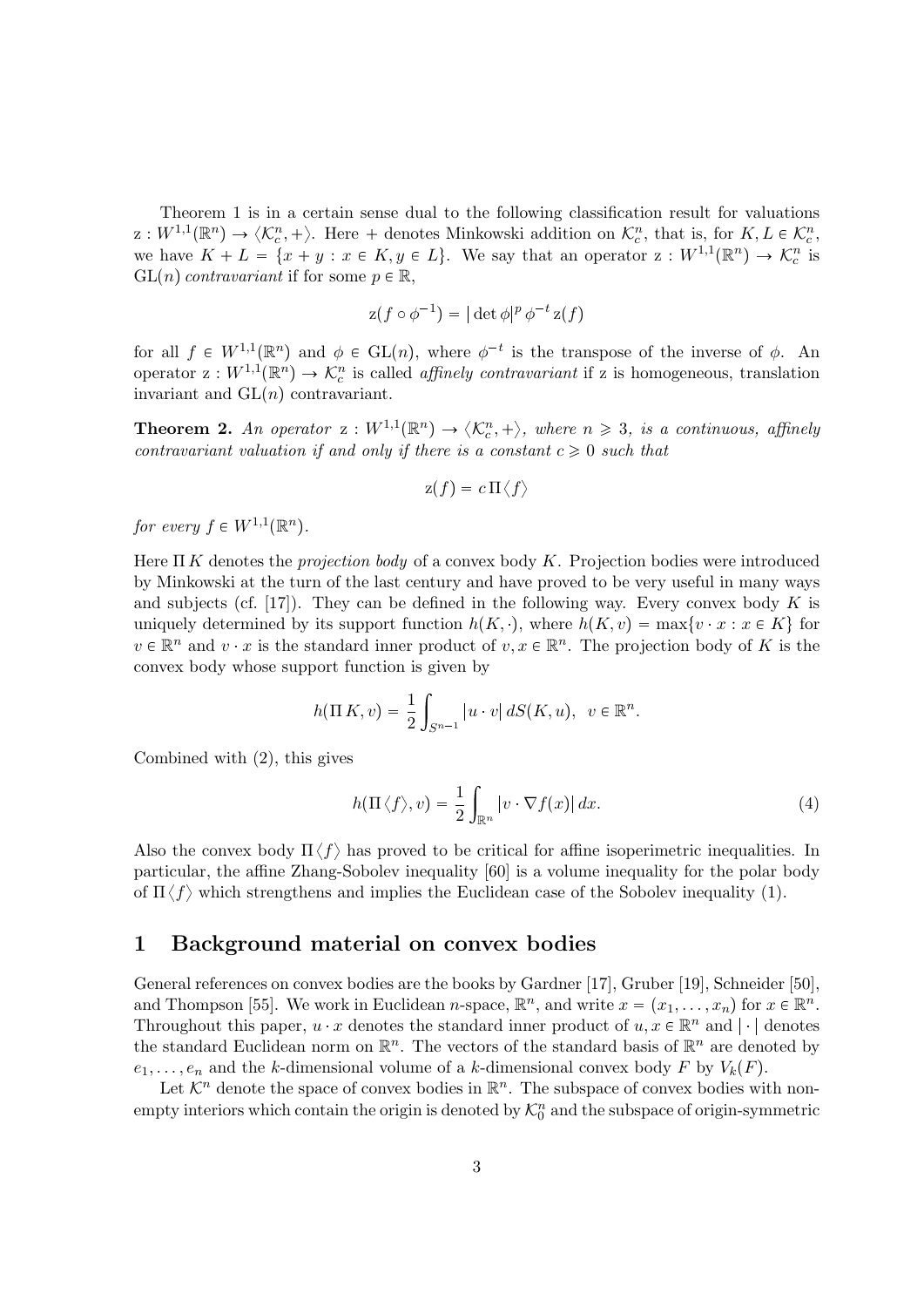Theorem 1 is in a certain sense dual to the following classification result for valuations $\mathrm{z}: W^{1,1}(\mathbb{R}^n) \to \langle \mathcal{K}_c^n, + \rangle$. Here $+$ denotes Minkowski addition on $\mathcal{K}_c^n$, that is, for $K, L \in \mathcal{K}_c^n$, we have $K + L = \{x + y : x \in K, y \in L\}$. We say that an operator $\mathrm{z}: W^{1,1}(\mathbb{R}^n) \to \mathcal{K}_c^n$ is $\mathrm{GL}(n)$ *contravariant* if for some $p \in \mathbb{R}$,

$$\mathrm{z}(f \circ \phi^{-1}) = |\det \phi|^p \, \phi^{-t} \, \mathrm{z}(f)$$

for all $f \in W^{1,1}(\mathbb{R}^n)$ and $\phi \in \mathrm{GL}(n)$, where $\phi^{-t}$ is the transpose of the inverse of $\phi$. An operator $\mathrm{z}: W^{1,1}(\mathbb{R}^n) \to \mathcal{K}_c^n$ is called *affinely contravariant* if z is homogeneous, translation invariant and $\mathrm{GL}(n)$ contravariant.

**Theorem 2.** *An operator* $\mathrm{z}: W^{1,1}(\mathbb{R}^n) \to \langle \mathcal{K}_c^n, + \rangle$*, where* $n \geqslant 3$*, is a continuous, affinely contravariant valuation if and only if there is a constant* $c \geqslant 0$ *such that*

$$\mathrm{z}(f) = c \, \Pi \langle f \rangle$$

*for every* $f \in W^{1,1}(\mathbb{R}^n)$.

Here $\Pi K$ denotes the *projection body* of a convex body $K$. Projection bodies were introduced by Minkowski at the turn of the last century and have proved to be very useful in many ways and subjects (cf. [17]). They can be defined in the following way. Every convex body $K$ is uniquely determined by its support function $h(K, \cdot)$, where $h(K, v) = \max\{v \cdot x : x \in K\}$ for $v \in \mathbb{R}^n$ and $v \cdot x$ is the standard inner product of $v, x \in \mathbb{R}^n$. The projection body of $K$ is the convex body whose support function is given by

$$h(\Pi K, v) = \frac{1}{2} \int_{S^{n-1}} |u \cdot v| \, dS(K, u), \quad v \in \mathbb{R}^n.$$

Combined with (2), this gives

$$h(\Pi \langle f \rangle, v) = \frac{1}{2} \int_{\mathbb{R}^n} |v \cdot \nabla f(x)| \, dx. \tag{4}$$

Also the convex body $\Pi \langle f \rangle$ has proved to be critical for affine isoperimetric inequalities. In particular, the affine Zhang-Sobolev inequality [60] is a volume inequality for the polar body of $\Pi \langle f \rangle$ which strengthens and implies the Euclidean case of the Sobolev inequality (1).

## 1 Background material on convex bodies

General references on convex bodies are the books by Gardner [17], Gruber [19], Schneider [50], and Thompson [55]. We work in Euclidean $n$-space, $\mathbb{R}^n$, and write $x = (x_1, \ldots, x_n)$ for $x \in \mathbb{R}^n$. Throughout this paper, $u \cdot x$ denotes the standard inner product of $u, x \in \mathbb{R}^n$ and $|\cdot|$ denotes the standard Euclidean norm on $\mathbb{R}^n$. The vectors of the standard basis of $\mathbb{R}^n$ are denoted by $e_1, \ldots, e_n$ and the $k$-dimensional volume of a $k$-dimensional convex body $F$ by $V_k(F)$.

Let $\mathcal{K}^n$ denote the space of convex bodies in $\mathbb{R}^n$. The subspace of convex bodies with non-empty interiors which contain the origin is denoted by $\mathcal{K}_0^n$ and the subspace of origin-symmetric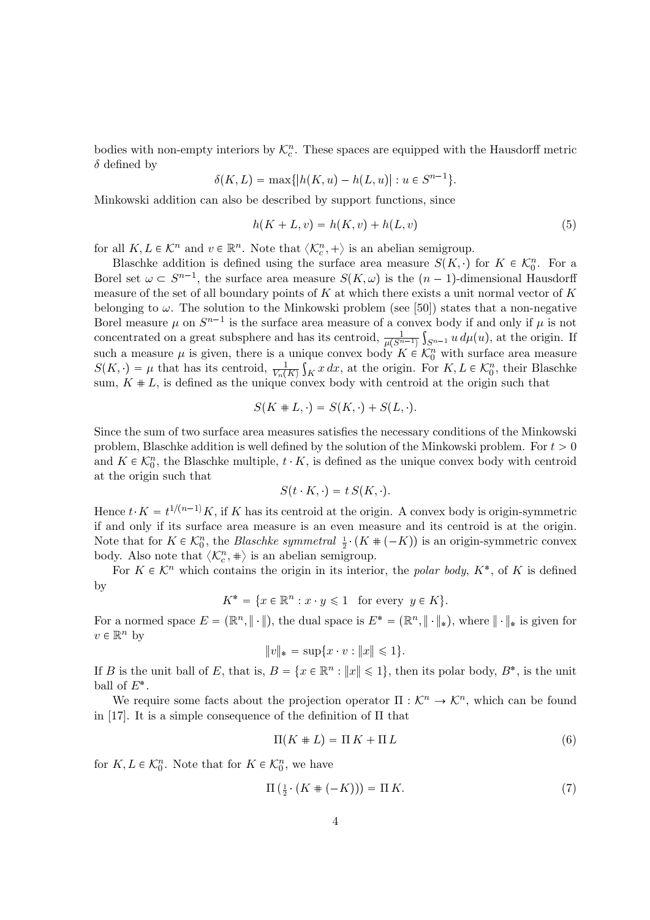bodies with non-empty interiors by $\mathcal{K}_c^n$. These spaces are equipped with the Hausdorff metric $\delta$ defined by

$$\delta(K, L) = \max\{|h(K, u) - h(L, u)| : u \in S^{n-1}\}.$$

Minkowski addition can also be described by support functions, since

$$h(K + L, v) = h(K, v) + h(L, v) \tag{5}$$

for all $K, L \in \mathcal{K}^n$ and $v \in \mathbb{R}^n$. Note that $\langle \mathcal{K}_c^n, + \rangle$ is an abelian semigroup.

Blaschke addition is defined using the surface area measure $S(K, \cdot)$ for $K \in \mathcal{K}_0^n$. For a Borel set $\omega \subset S^{n-1}$, the surface area measure $S(K, \omega)$ is the $(n-1)$-dimensional Hausdorff measure of the set of all boundary points of $K$ at which there exists a unit normal vector of $K$ belonging to $\omega$. The solution to the Minkowski problem (see [50]) states that a non-negative Borel measure $\mu$ on $S^{n-1}$ is the surface area measure of a convex body if and only if $\mu$ is not concentrated on a great subsphere and has its centroid, $\frac{1}{\mu(S^{n-1})}\int_{S^{n-1}} u \, d\mu(u)$, at the origin. If such a measure $\mu$ is given, there is a unique convex body $K \in \mathcal{K}_0^n$ with surface area measure $S(K, \cdot) = \mu$ that has its centroid, $\frac{1}{V_n(K)}\int_K x \, dx$, at the origin. For $K, L \in \mathcal{K}_0^n$, their Blaschke sum, $K \# L$, is defined as the unique convex body with centroid at the origin such that

$$S(K \# L, \cdot) = S(K, \cdot) + S(L, \cdot).$$

Since the sum of two surface area measures satisfies the necessary conditions of the Minkowski problem, Blaschke addition is well defined by the solution of the Minkowski problem. For $t > 0$ and $K \in \mathcal{K}_0^n$, the Blaschke multiple, $t \cdot K$, is defined as the unique convex body with centroid at the origin such that

$$S(t \cdot K, \cdot) = t \, S(K, \cdot).$$

Hence $t \cdot K = t^{1/(n-1)} K$, if $K$ has its centroid at the origin. A convex body is origin-symmetric if and only if its surface area measure is an even measure and its centroid is at the origin. Note that for $K \in \mathcal{K}_0^n$, the *Blaschke symmetral* $\frac{1}{2} \cdot (K \# (-K))$ is an origin-symmetric convex body. Also note that $\langle \mathcal{K}_c^n, \# \rangle$ is an abelian semigroup.

For $K \in \mathcal{K}^n$ which contains the origin in its interior, the *polar body*, $K^*$, of $K$ is defined by

$$K^* = \{x \in \mathbb{R}^n : x \cdot y \leqslant 1 \quad \text{for every } \ y \in K\}.$$

For a normed space $E = (\mathbb{R}^n, \|\cdot\|)$, the dual space is $E^* = (\mathbb{R}^n, \|\cdot\|_*)$, where $\|\cdot\|_*$ is given for $v \in \mathbb{R}^n$ by

$$\|v\|_* = \sup\{x \cdot v : \|x\| \leqslant 1\}.$$

If $B$ is the unit ball of $E$, that is, $B = \{x \in \mathbb{R}^n : \|x\| \leqslant 1\}$, then its polar body, $B^*$, is the unit ball of $E^*$.

We require some facts about the projection operator $\Pi : \mathcal{K}^n \to \mathcal{K}^n$, which can be found in [17]. It is a simple consequence of the definition of $\Pi$ that

$$\Pi(K \# L) = \Pi K + \Pi L \tag{6}$$

for $K, L \in \mathcal{K}_0^n$. Note that for $K \in \mathcal{K}_0^n$, we have

$$\Pi\left(\tfrac{1}{2} \cdot (K \# (-K))\right) = \Pi K. \tag{7}$$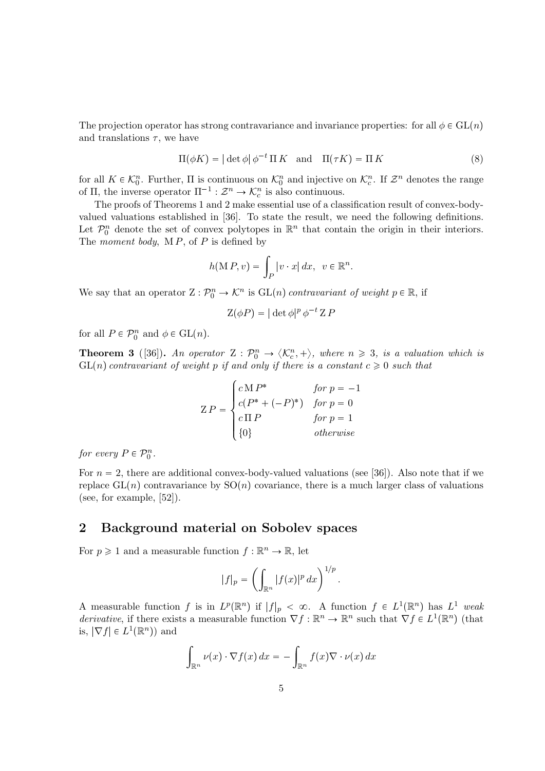The projection operator has strong contravariance and invariance properties: for all $\phi \in \mathrm{GL}(n)$ and translations $\tau$, we have

$$\Pi(\phi K) = |\det \phi|\, \phi^{-t}\, \Pi K \quad \text{and} \quad \Pi(\tau K) = \Pi K \tag{8}$$

for all $K \in \mathcal{K}_0^n$. Further, $\Pi$ is continuous on $\mathcal{K}_0^n$ and injective on $\mathcal{K}_c^n$. If $\mathcal{Z}^n$ denotes the range of $\Pi$, the inverse operator $\Pi^{-1} : \mathcal{Z}^n \to \mathcal{K}_c^n$ is also continuous.

The proofs of Theorems 1 and 2 make essential use of a classification result of convex-body-valued valuations established in [36]. To state the result, we need the following definitions. Let $\mathcal{P}_0^n$ denote the set of convex polytopes in $\mathbb{R}^n$ that contain the origin in their interiors. The *moment body*, $\mathrm{M}\, P$, of $P$ is defined by

$$h(\mathrm{M}\, P, v) = \int_P |v \cdot x|\, dx, \quad v \in \mathbb{R}^n.$$

We say that an operator $\mathrm{Z} : \mathcal{P}_0^n \to \mathcal{K}^n$ is $\mathrm{GL}(n)$ *contravariant of weight* $p \in \mathbb{R}$, if

$$\mathrm{Z}(\phi P) = |\det \phi|^p\, \phi^{-t}\, \mathrm{Z}\, P$$

for all $P \in \mathcal{P}_0^n$ and $\phi \in \mathrm{GL}(n)$.

**Theorem 3** ([36]). *An operator $\mathrm{Z} : \mathcal{P}_0^n \to \langle \mathcal{K}_c^n, + \rangle$, where $n \geqslant 3$, is a valuation which is $\mathrm{GL}(n)$ contravariant of weight $p$ if and only if there is a constant $c \geqslant 0$ such that*

$$\mathrm{Z}\, P = \begin{cases} c\, \mathrm{M}\, P^* & \text{for } p = -1 \\ c(P^* + (-P)^*) & \text{for } p = 0 \\ c\, \Pi\, P & \text{for } p = 1 \\ \{0\} & \text{otherwise} \end{cases}$$

*for every $P \in \mathcal{P}_0^n$.*

For $n = 2$, there are additional convex-body-valued valuations (see [36]). Also note that if we replace $\mathrm{GL}(n)$ contravariance by $\mathrm{SO}(n)$ covariance, there is a much larger class of valuations (see, for example, [52]).

## 2 Background material on Sobolev spaces

For $p \geqslant 1$ and a measurable function $f : \mathbb{R}^n \to \mathbb{R}$, let

$$|f|_p = \left( \int_{\mathbb{R}^n} |f(x)|^p\, dx \right)^{1/p}.$$

A measurable function $f$ is in $L^p(\mathbb{R}^n)$ if $|f|_p < \infty$. A function $f \in L^1(\mathbb{R}^n)$ has $L^1$ *weak derivative*, if there exists a measurable function $\nabla f : \mathbb{R}^n \to \mathbb{R}^n$ such that $\nabla f \in L^1(\mathbb{R}^n)$ (that is, $|\nabla f| \in L^1(\mathbb{R}^n)$) and

$$\int_{\mathbb{R}^n} \nu(x) \cdot \nabla f(x)\, dx = - \int_{\mathbb{R}^n} f(x) \nabla \cdot \nu(x)\, dx$$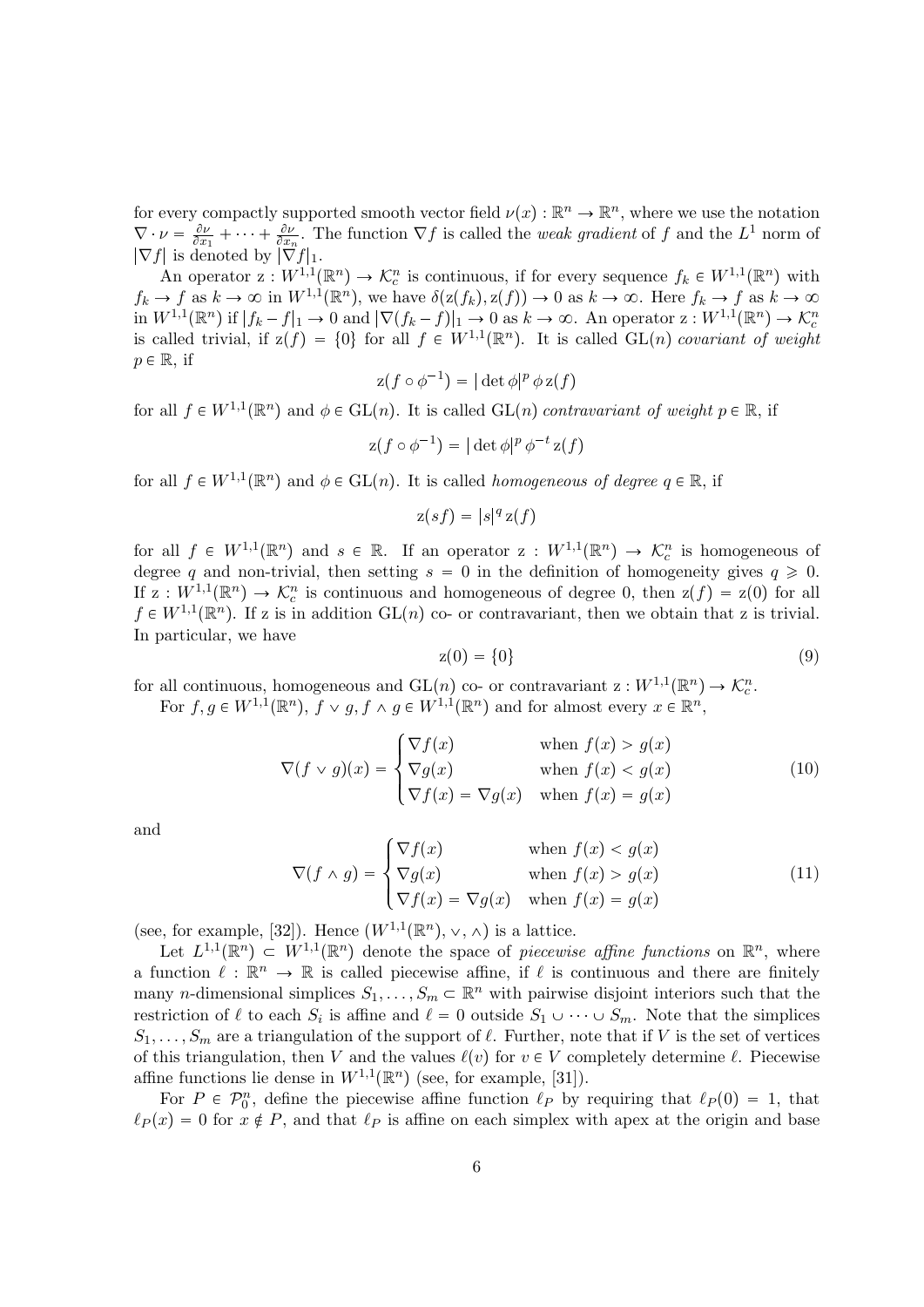for every compactly supported smooth vector field $\nu(x) : \mathbb{R}^n \to \mathbb{R}^n$, where we use the notation $\nabla \cdot \nu = \frac{\partial \nu}{\partial x_1} + \cdots + \frac{\partial \nu}{\partial x_n}$. The function $\nabla f$ is called the *weak gradient* of $f$ and the $L^1$ norm of $|\nabla f|$ is denoted by $|\nabla f|_1$.

An operator $\mathrm{z} : W^{1,1}(\mathbb{R}^n) \to \mathcal{K}_c^n$ is continuous, if for every sequence $f_k \in W^{1,1}(\mathbb{R}^n)$ with $f_k \to f$ as $k \to \infty$ in $W^{1,1}(\mathbb{R}^n)$, we have $\delta(\mathrm{z}(f_k), \mathrm{z}(f)) \to 0$ as $k \to \infty$. Here $f_k \to f$ as $k \to \infty$ in $W^{1,1}(\mathbb{R}^n)$ if $|f_k - f|_1 \to 0$ and $|\nabla(f_k - f)|_1 \to 0$ as $k \to \infty$. An operator $\mathrm{z} : W^{1,1}(\mathbb{R}^n) \to \mathcal{K}_c^n$ is called trivial, if $\mathrm{z}(f) = \{0\}$ for all $f \in W^{1,1}(\mathbb{R}^n)$. It is called $\mathrm{GL}(n)$ *covariant of weight* $p \in \mathbb{R}$, if

$$\mathrm{z}(f \circ \phi^{-1}) = |\det \phi|^p \, \phi \, \mathrm{z}(f)$$

for all $f \in W^{1,1}(\mathbb{R}^n)$ and $\phi \in \mathrm{GL}(n)$. It is called $\mathrm{GL}(n)$ *contravariant of weight* $p \in \mathbb{R}$, if

$$\mathrm{z}(f \circ \phi^{-1}) = |\det \phi|^p \, \phi^{-t} \, \mathrm{z}(f)$$

for all $f \in W^{1,1}(\mathbb{R}^n)$ and $\phi \in \mathrm{GL}(n)$. It is called *homogeneous of degree* $q \in \mathbb{R}$, if

$$\mathrm{z}(sf) = |s|^q \, \mathrm{z}(f)$$

for all $f \in W^{1,1}(\mathbb{R}^n)$ and $s \in \mathbb{R}$. If an operator $\mathrm{z} : W^{1,1}(\mathbb{R}^n) \to \mathcal{K}_c^n$ is homogeneous of degree $q$ and non-trivial, then setting $s = 0$ in the definition of homogeneity gives $q \geqslant 0$. If $\mathrm{z} : W^{1,1}(\mathbb{R}^n) \to \mathcal{K}_c^n$ is continuous and homogeneous of degree 0, then $\mathrm{z}(f) = \mathrm{z}(0)$ for all $f \in W^{1,1}(\mathbb{R}^n)$. If z is in addition $\mathrm{GL}(n)$ co- or contravariant, then we obtain that z is trivial. In particular, we have

$$\mathrm{z}(0) = \{0\} \tag{9}$$

for all continuous, homogeneous and $\mathrm{GL}(n)$ co- or contravariant $\mathrm{z} : W^{1,1}(\mathbb{R}^n) \to \mathcal{K}_c^n$.

For $f, g \in W^{1,1}(\mathbb{R}^n)$, $f \vee g, f \wedge g \in W^{1,1}(\mathbb{R}^n)$ and for almost every $x \in \mathbb{R}^n$,

$$\nabla(f \vee g)(x) = \begin{cases} \nabla f(x) & \text{when } f(x) > g(x) \\ \nabla g(x) & \text{when } f(x) < g(x) \\ \nabla f(x) = \nabla g(x) & \text{when } f(x) = g(x) \end{cases} \tag{10}$$

and

$$\nabla(f \wedge g) = \begin{cases} \nabla f(x) & \text{when } f(x) < g(x) \\ \nabla g(x) & \text{when } f(x) > g(x) \\ \nabla f(x) = \nabla g(x) & \text{when } f(x) = g(x) \end{cases} \tag{11}$$

(see, for example, [32]). Hence $(W^{1,1}(\mathbb{R}^n), \vee, \wedge)$ is a lattice.

Let $L^{1,1}(\mathbb{R}^n) \subset W^{1,1}(\mathbb{R}^n)$ denote the space of *piecewise affine functions* on $\mathbb{R}^n$, where a function $\ell : \mathbb{R}^n \to \mathbb{R}$ is called piecewise affine, if $\ell$ is continuous and there are finitely many $n$-dimensional simplices $S_1, \ldots, S_m \subset \mathbb{R}^n$ with pairwise disjoint interiors such that the restriction of $\ell$ to each $S_i$ is affine and $\ell = 0$ outside $S_1 \cup \cdots \cup S_m$. Note that the simplices $S_1, \ldots, S_m$ are a triangulation of the support of $\ell$. Further, note that if $V$ is the set of vertices of this triangulation, then $V$ and the values $\ell(v)$ for $v \in V$ completely determine $\ell$. Piecewise affine functions lie dense in $W^{1,1}(\mathbb{R}^n)$ (see, for example, [31]).

For $P \in \mathcal{P}_0^n$, define the piecewise affine function $\ell_P$ by requiring that $\ell_P(0) = 1$, that $\ell_P(x) = 0$ for $x \notin P$, and that $\ell_P$ is affine on each simplex with apex at the origin and base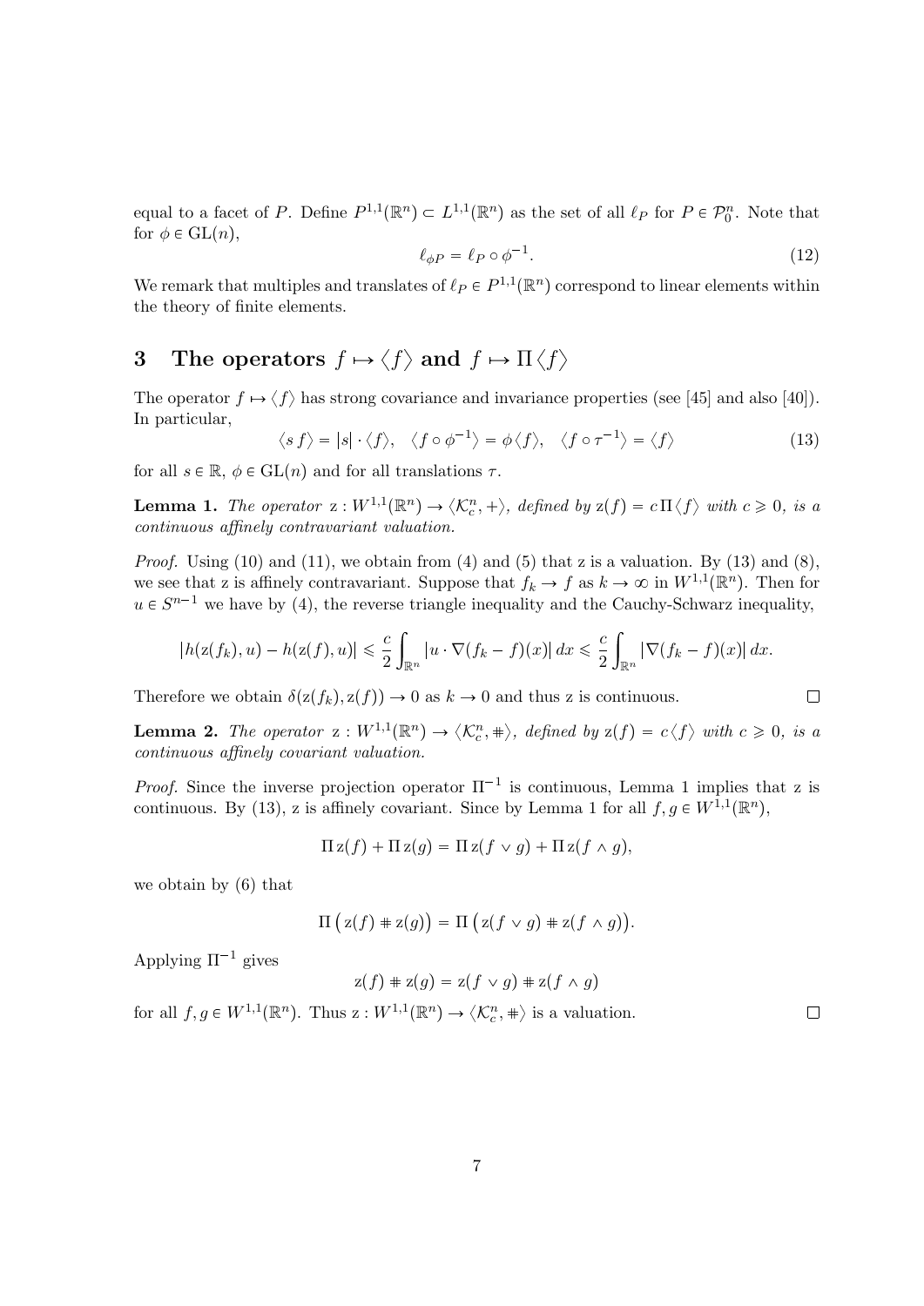equal to a facet of $P$. Define $P^{1,1}(\mathbb{R}^n) \subset L^{1,1}(\mathbb{R}^n)$ as the set of all $\ell_P$ for $P \in \mathcal{P}_0^n$. Note that for $\phi \in \mathrm{GL}(n)$,

$$\ell_{\phi P} = \ell_P \circ \phi^{-1}. \tag{12}$$

We remark that multiples and translates of $\ell_P \in P^{1,1}(\mathbb{R}^n)$ correspond to linear elements within the theory of finite elements.

# 3 The operators $f \mapsto \langle f \rangle$ and $f \mapsto \Pi \langle f \rangle$

The operator $f \mapsto \langle f \rangle$ has strong covariance and invariance properties (see [45] and also [40]). In particular,

$$\langle s\, f \rangle = |s| \cdot \langle f \rangle, \quad \langle f \circ \phi^{-1} \rangle = \phi \langle f \rangle, \quad \langle f \circ \tau^{-1} \rangle = \langle f \rangle \tag{13}$$

for all $s \in \mathbb{R}$, $\phi \in \mathrm{GL}(n)$ and for all translations $\tau$.

**Lemma 1.** *The operator* $\mathrm{z} : W^{1,1}(\mathbb{R}^n) \to \langle \mathcal{K}_c^n, + \rangle$*, defined by* $\mathrm{z}(f) = c\, \Pi \langle f \rangle$ *with* $c \geqslant 0$*, is a continuous affinely contravariant valuation.*

*Proof.* Using (10) and (11), we obtain from (4) and (5) that z is a valuation. By (13) and (8), we see that z is affinely contravariant. Suppose that $f_k \to f$ as $k \to \infty$ in $W^{1,1}(\mathbb{R}^n)$. Then for $u \in S^{n-1}$ we have by (4), the reverse triangle inequality and the Cauchy-Schwarz inequality,

$$|h(\mathrm{z}(f_k), u) - h(\mathrm{z}(f), u)| \leqslant \frac{c}{2} \int_{\mathbb{R}^n} |u \cdot \nabla (f_k - f)(x)|\, dx \leqslant \frac{c}{2} \int_{\mathbb{R}^n} |\nabla (f_k - f)(x)|\, dx.$$

Therefore we obtain $\delta(\mathrm{z}(f_k), \mathrm{z}(f)) \to 0$ as $k \to 0$ and thus z is continuous. ∎

**Lemma 2.** *The operator* $\mathrm{z} : W^{1,1}(\mathbb{R}^n) \to \langle \mathcal{K}_c^n, \# \rangle$*, defined by* $\mathrm{z}(f) = c \langle f \rangle$ *with* $c \geqslant 0$*, is a continuous affinely covariant valuation.*

*Proof.* Since the inverse projection operator $\Pi^{-1}$ is continuous, Lemma 1 implies that z is continuous. By (13), z is affinely covariant. Since by Lemma 1 for all $f, g \in W^{1,1}(\mathbb{R}^n)$,

$$\Pi\, \mathrm{z}(f) + \Pi\, \mathrm{z}(g) = \Pi\, \mathrm{z}(f \vee g) + \Pi\, \mathrm{z}(f \wedge g),$$

we obtain by (6) that

$$\Pi\, \big( \mathrm{z}(f) \# \mathrm{z}(g) \big) = \Pi\, \big( \mathrm{z}(f \vee g) \# \mathrm{z}(f \wedge g) \big).$$

Applying $\Pi^{-1}$ gives

$$\mathrm{z}(f) \# \mathrm{z}(g) = \mathrm{z}(f \vee g) \# \mathrm{z}(f \wedge g)$$

for all $f, g \in W^{1,1}(\mathbb{R}^n)$. Thus $\mathrm{z} : W^{1,1}(\mathbb{R}^n) \to \langle \mathcal{K}_c^n, \# \rangle$ is a valuation. ∎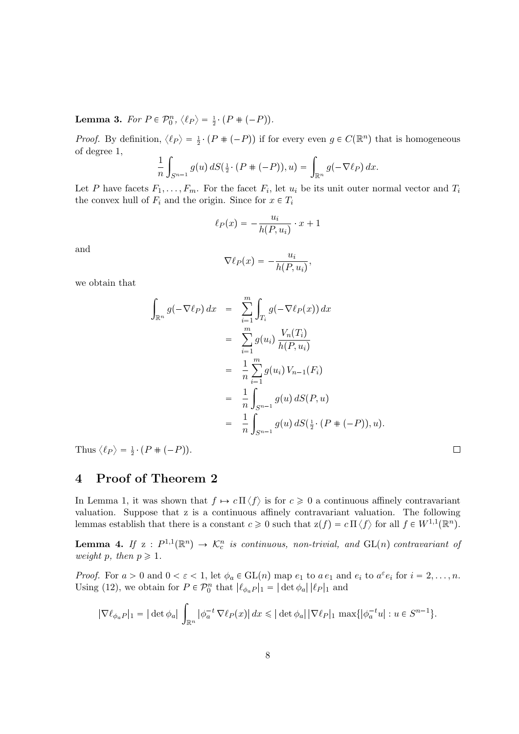**Lemma 3.** *For* $P \in \mathcal{P}_0^n$, $\langle \ell_P \rangle = \frac{1}{2} \cdot (P \# (-P))$.

*Proof.* By definition, $\langle \ell_P \rangle = \frac{1}{2} \cdot (P \# (-P))$ if for every even $g \in C(\mathbb{R}^n)$ that is homogeneous of degree 1,

$$\frac{1}{n} \int_{S^{n-1}} g(u)\, dS(\tfrac{1}{2} \cdot (P \# (-P)), u) = \int_{\mathbb{R}^n} g(-\nabla \ell_P)\, dx.$$

Let $P$ have facets $F_1, \dots, F_m$. For the facet $F_i$, let $u_i$ be its unit outer normal vector and $T_i$ the convex hull of $F_i$ and the origin. Since for $x \in T_i$

$$\ell_P(x) = -\frac{u_i}{h(P, u_i)} \cdot x + 1$$

and

$$\nabla \ell_P(x) = -\frac{u_i}{h(P, u_i)},$$

we obtain that

$$\begin{aligned}
\int_{\mathbb{R}^n} g(-\nabla \ell_P)\, dx &= \sum_{i=1}^m \int_{T_i} g(-\nabla \ell_P(x))\, dx \\
&= \sum_{i=1}^m g(u_i)\, \frac{V_n(T_i)}{h(P, u_i)} \\
&= \frac{1}{n} \sum_{i=1}^m g(u_i)\, V_{n-1}(F_i) \\
&= \frac{1}{n} \int_{S^{n-1}} g(u)\, dS(P, u) \\
&= \frac{1}{n} \int_{S^{n-1}} g(u)\, dS(\tfrac{1}{2} \cdot (P \# (-P)), u).
\end{aligned}$$

Thus $\langle \ell_P \rangle = \frac{1}{2} \cdot (P \# (-P))$. $\square$

## 4 Proof of Theorem 2

In Lemma 1, it was shown that $f \mapsto c\, \Pi \langle f \rangle$ is for $c \geqslant 0$ a continuous affinely contravariant valuation. Suppose that z is a continuous affinely contravariant valuation. The following lemmas establish that there is a constant $c \geqslant 0$ such that $\mathrm{z}(f) = c\, \Pi \langle f \rangle$ for all $f \in W^{1,1}(\mathbb{R}^n)$.

**Lemma 4.** *If* $\mathrm{z} : P^{1,1}(\mathbb{R}^n) \to \mathcal{K}_c^n$ *is continuous, non-trivial, and* $\mathrm{GL}(n)$ *contravariant of weight* $p$, *then* $p \geqslant 1$.

*Proof.* For $a > 0$ and $0 < \varepsilon < 1$, let $\phi_a \in \mathrm{GL}(n)$ map $e_1$ to $a\, e_1$ and $e_i$ to $a^{\varepsilon} e_i$ for $i = 2, \dots, n$. Using (12), we obtain for $P \in \mathcal{P}_0^n$ that $|\ell_{\phi_a P}|_1 = |\det \phi_a|\, |\ell_P|_1$ and

$$|\nabla \ell_{\phi_a P}|_1 = |\det \phi_a| \int_{\mathbb{R}^n} |\phi_a^{-t}\, \nabla \ell_P(x)|\, dx \leqslant |\det \phi_a|\, |\nabla \ell_P|_1 \max\{|\phi_a^{-t} u| : u \in S^{n-1}\}.$$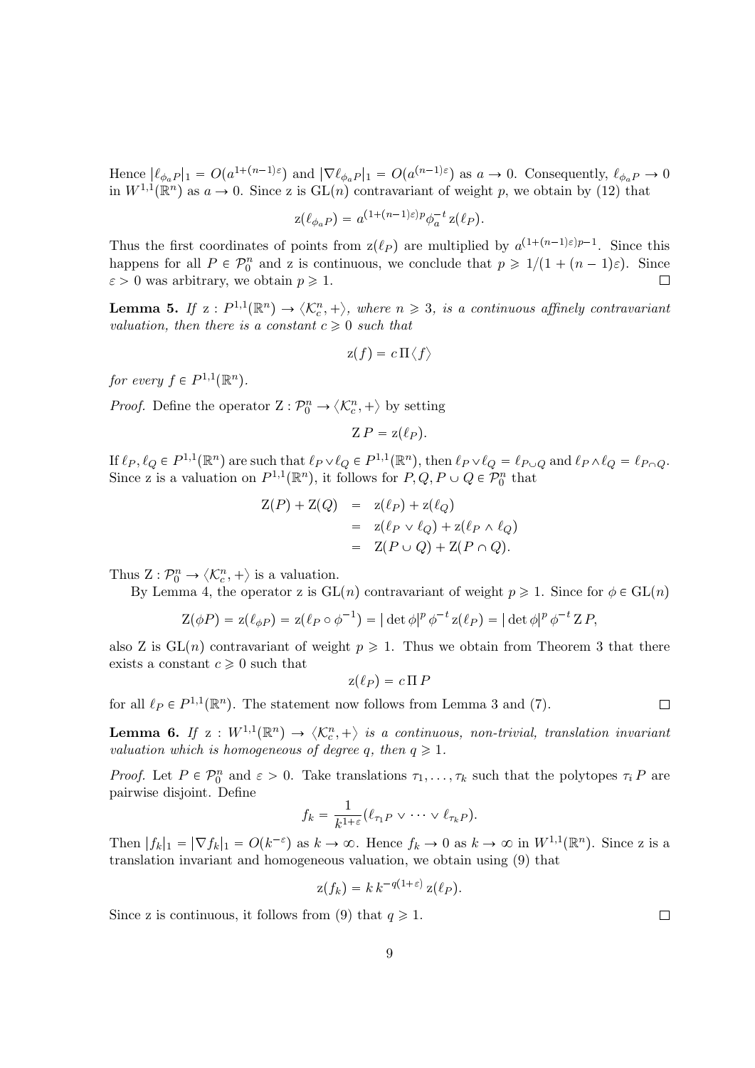Hence $|\ell_{\phi_a P}|_1 = O(a^{1+(n-1)\varepsilon})$ and $|\nabla \ell_{\phi_a P}|_1 = O(a^{(n-1)\varepsilon})$ as $a \to 0$. Consequently, $\ell_{\phi_a P} \to 0$ in $W^{1,1}(\mathbb{R}^n)$ as $a \to 0$. Since z is $\mathrm{GL}(n)$ contravariant of weight $p$, we obtain by (12) that

$$\mathrm{z}(\ell_{\phi_a P}) = a^{(1+(n-1)\varepsilon)p} \phi_a^{-t}\, \mathrm{z}(\ell_P).$$

Thus the first coordinates of points from $\mathrm{z}(\ell_P)$ are multiplied by $a^{(1+(n-1)\varepsilon)p-1}$. Since this happens for all $P \in \mathcal{P}_0^n$ and z is continuous, we conclude that $p \geqslant 1/(1+(n-1)\varepsilon)$. Since $\varepsilon > 0$ was arbitrary, we obtain $p \geqslant 1$. $\square$

**Lemma 5.** *If* $\mathrm{z} : P^{1,1}(\mathbb{R}^n) \to \langle \mathcal{K}_c^n, + \rangle$*, where* $n \geqslant 3$*, is a continuous affinely contravariant valuation, then there is a constant* $c \geqslant 0$ *such that*

$$\mathrm{z}(f) = c\, \Pi \langle f \rangle$$

*for every* $f \in P^{1,1}(\mathbb{R}^n)$.

*Proof.* Define the operator $\mathrm{Z} : \mathcal{P}_0^n \to \langle \mathcal{K}_c^n, + \rangle$ by setting

$$\mathrm{Z}\, P = \mathrm{z}(\ell_P).$$

If $\ell_P, \ell_Q \in P^{1,1}(\mathbb{R}^n)$ are such that $\ell_P \vee \ell_Q \in P^{1,1}(\mathbb{R}^n)$, then $\ell_P \vee \ell_Q = \ell_{P\cup Q}$ and $\ell_P \wedge \ell_Q = \ell_{P \cap Q}$. Since z is a valuation on $P^{1,1}(\mathbb{R}^n)$, it follows for $P, Q, P \cup Q \in \mathcal{P}_0^n$ that

$$\begin{aligned}
\mathrm{Z}(P) + \mathrm{Z}(Q) &= \mathrm{z}(\ell_P) + \mathrm{z}(\ell_Q) \\
&= \mathrm{z}(\ell_P \vee \ell_Q) + \mathrm{z}(\ell_P \wedge \ell_Q) \\
&= \mathrm{Z}(P \cup Q) + \mathrm{Z}(P \cap Q).
\end{aligned}$$

Thus $\mathrm{Z} : \mathcal{P}_0^n \to \langle \mathcal{K}_c^n, + \rangle$ is a valuation.

By Lemma 4, the operator z is $\mathrm{GL}(n)$ contravariant of weight $p \geqslant 1$. Since for $\phi \in \mathrm{GL}(n)$

$$\mathrm{Z}(\phi P) = \mathrm{z}(\ell_{\phi P}) = \mathrm{z}(\ell_P \circ \phi^{-1}) = |\det \phi|^p\, \phi^{-t}\, \mathrm{z}(\ell_P) = |\det \phi|^p\, \phi^{-t}\, \mathrm{Z}\, P,$$

also Z is $\mathrm{GL}(n)$ contravariant of weight $p \geqslant 1$. Thus we obtain from Theorem 3 that there exists a constant $c \geqslant 0$ such that

$$\mathrm{z}(\ell_P) = c\, \Pi\, P$$

for all $\ell_P \in P^{1,1}(\mathbb{R}^n)$. The statement now follows from Lemma 3 and (7). $\square$

**Lemma 6.** *If* $\mathrm{z} : W^{1,1}(\mathbb{R}^n) \to \langle \mathcal{K}_c^n, + \rangle$ *is a continuous, non-trivial, translation invariant valuation which is homogeneous of degree* $q$*, then* $q \geqslant 1$.

*Proof.* Let $P \in \mathcal{P}_0^n$ and $\varepsilon > 0$. Take translations $\tau_1, \ldots, \tau_k$ such that the polytopes $\tau_i P$ are pairwise disjoint. Define

$$f_k = \frac{1}{k^{1+\varepsilon}} (\ell_{\tau_1 P} \vee \cdots \vee \ell_{\tau_k P}).$$

Then $|f_k|_1 = |\nabla f_k|_1 = O(k^{-\varepsilon})$ as $k \to \infty$. Hence $f_k \to 0$ as $k \to \infty$ in $W^{1,1}(\mathbb{R}^n)$. Since z is a translation invariant and homogeneous valuation, we obtain using (9) that

$$\mathrm{z}(f_k) = k\, k^{-q(1+\varepsilon)}\, \mathrm{z}(\ell_P).$$

Since z is continuous, it follows from (9) that $q \geqslant 1$. $\square$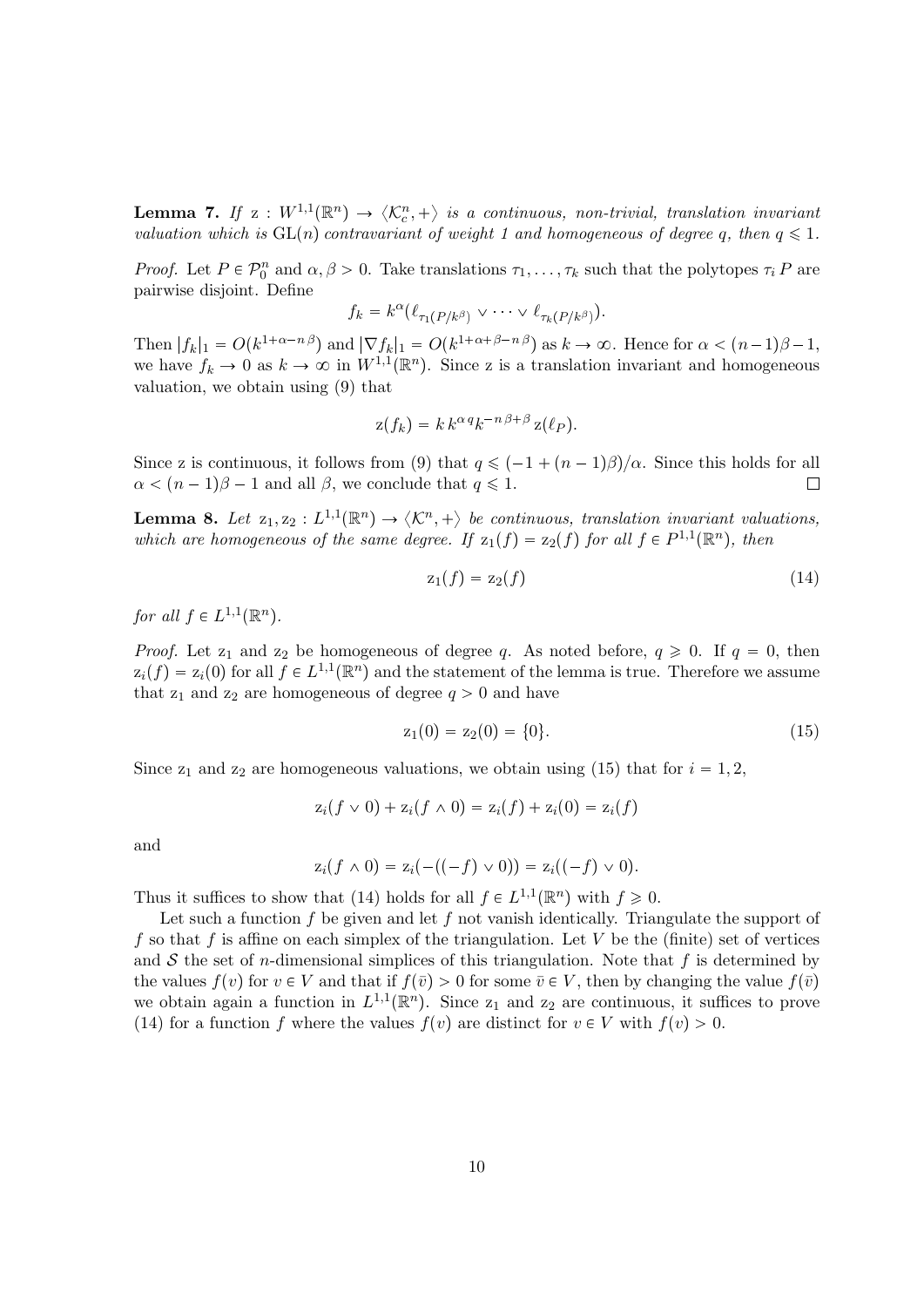**Lemma 7.** *If* $\mathrm{z} : W^{1,1}(\mathbb{R}^n) \to \langle \mathcal{K}_c^n, + \rangle$ *is a continuous, non-trivial, translation invariant valuation which is* $\mathrm{GL}(n)$ *contravariant of weight 1 and homogeneous of degree* $q$*, then* $q \leqslant 1$.

*Proof.* Let $P \in \mathcal{P}_0^n$ and $\alpha, \beta > 0$. Take translations $\tau_1, \dots, \tau_k$ such that the polytopes $\tau_i P$ are pairwise disjoint. Define

$$f_k = k^{\alpha}\big(\ell_{\tau_1(P/k^{\beta})} \vee \dots \vee \ell_{\tau_k(P/k^{\beta})}\big).$$

Then $|f_k|_1 = O(k^{1+\alpha-n\beta})$ and $|\nabla f_k|_1 = O(k^{1+\alpha+\beta-n\beta})$ as $k \to \infty$. Hence for $\alpha < (n-1)\beta - 1$, we have $f_k \to 0$ as $k \to \infty$ in $W^{1,1}(\mathbb{R}^n)$. Since z is a translation invariant and homogeneous valuation, we obtain using (9) that

$$\mathrm{z}(f_k) = k\, k^{\alpha\, q} k^{-n\,\beta+\beta}\, \mathrm{z}(\ell_P).$$

Since z is continuous, it follows from (9) that $q \leqslant (-1 + (n-1)\beta)/\alpha$. Since this holds for all $\alpha < (n-1)\beta - 1$ and all $\beta$, we conclude that $q \leqslant 1$. $\square$

**Lemma 8.** *Let* $\mathrm{z}_1, \mathrm{z}_2 : L^{1,1}(\mathbb{R}^n) \to \langle \mathcal{K}^n, + \rangle$ *be continuous, translation invariant valuations, which are homogeneous of the same degree. If* $\mathrm{z}_1(f) = \mathrm{z}_2(f)$ *for all* $f \in P^{1,1}(\mathbb{R}^n)$*, then*

$$\mathrm{z}_1(f) = \mathrm{z}_2(f) \tag{14}$$

*for all* $f \in L^{1,1}(\mathbb{R}^n)$.

*Proof.* Let $\mathrm{z}_1$ and $\mathrm{z}_2$ be homogeneous of degree $q$. As noted before, $q \geqslant 0$. If $q = 0$, then $\mathrm{z}_i(f) = \mathrm{z}_i(0)$ for all $f \in L^{1,1}(\mathbb{R}^n)$ and the statement of the lemma is true. Therefore we assume that $\mathrm{z}_1$ and $\mathrm{z}_2$ are homogeneous of degree $q > 0$ and have

$$\mathrm{z}_1(0) = \mathrm{z}_2(0) = \{0\}. \tag{15}$$

Since $\mathrm{z}_1$ and $\mathrm{z}_2$ are homogeneous valuations, we obtain using (15) that for $i = 1, 2$,

$$\mathrm{z}_i(f \vee 0) + \mathrm{z}_i(f \wedge 0) = \mathrm{z}_i(f) + \mathrm{z}_i(0) = \mathrm{z}_i(f)$$

and

$$\mathrm{z}_i(f \wedge 0) = \mathrm{z}_i(-((-f) \vee 0)) = \mathrm{z}_i((-f) \vee 0).$$

Thus it suffices to show that (14) holds for all $f \in L^{1,1}(\mathbb{R}^n)$ with $f \geqslant 0$.

Let such a function $f$ be given and let $f$ not vanish identically. Triangulate the support of $f$ so that $f$ is affine on each simplex of the triangulation. Let $V$ be the (finite) set of vertices and $\mathcal{S}$ the set of $n$-dimensional simplices of this triangulation. Note that $f$ is determined by the values $f(v)$ for $v \in V$ and that if $f(\bar{v}) > 0$ for some $\bar{v} \in V$, then by changing the value $f(\bar{v})$ we obtain again a function in $L^{1,1}(\mathbb{R}^n)$. Since $\mathrm{z}_1$ and $\mathrm{z}_2$ are continuous, it suffices to prove (14) for a function $f$ where the values $f(v)$ are distinct for $v \in V$ with $f(v) > 0$.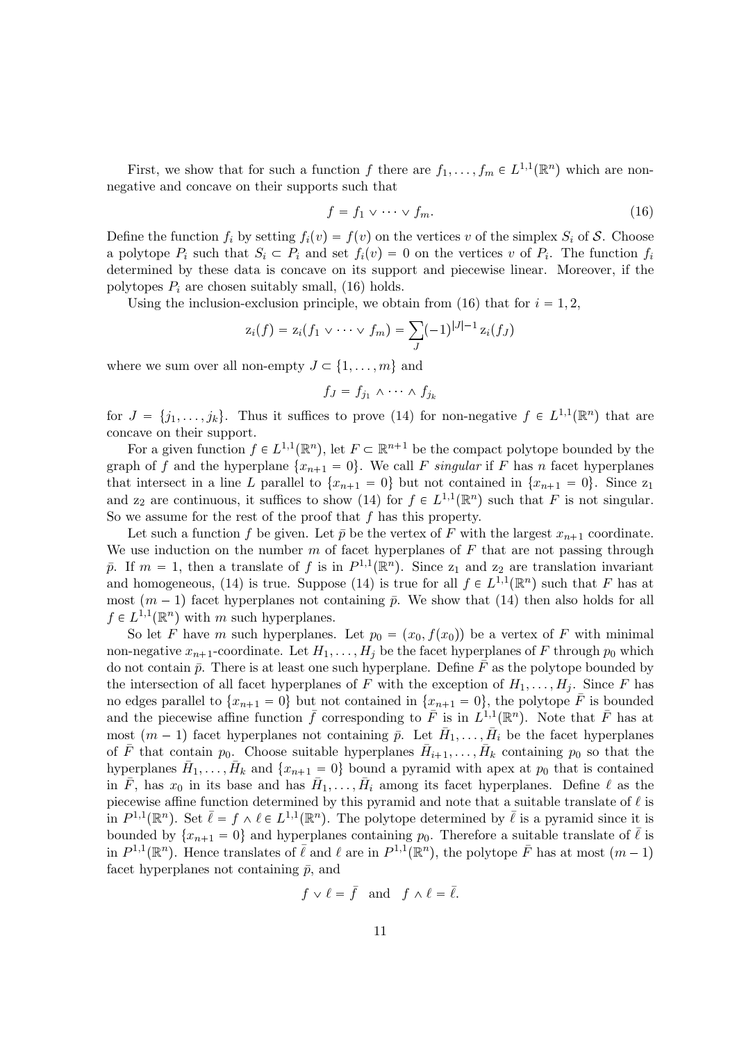First, we show that for such a function $f$ there are $f_1, \dots, f_m \in L^{1,1}(\mathbb{R}^n)$ which are non-negative and concave on their supports such that

$$f = f_1 \vee \cdots \vee f_m. \tag{16}$$

Define the function $f_i$ by setting $f_i(v) = f(v)$ on the vertices $v$ of the simplex $S_i$ of $\mathcal{S}$. Choose a polytope $P_i$ such that $S_i \subset P_i$ and set $f_i(v) = 0$ on the vertices $v$ of $P_i$. The function $f_i$ determined by these data is concave on its support and piecewise linear. Moreover, if the polytopes $P_i$ are chosen suitably small, (16) holds.

Using the inclusion-exclusion principle, we obtain from (16) that for $i = 1, 2$,

$$\mathrm{z}_i(f) = \mathrm{z}_i(f_1 \vee \cdots \vee f_m) = \sum_J (-1)^{|J|-1}\, \mathrm{z}_i(f_J)$$

where we sum over all non-empty $J \subset \{1, \dots, m\}$ and

$$f_J = f_{j_1} \wedge \cdots \wedge f_{j_k}$$

for $J = \{j_1, \dots, j_k\}$. Thus it suffices to prove (14) for non-negative $f \in L^{1,1}(\mathbb{R}^n)$ that are concave on their support.

For a given function $f \in L^{1,1}(\mathbb{R}^n)$, let $F \subset \mathbb{R}^{n+1}$ be the compact polytope bounded by the graph of $f$ and the hyperplane $\{x_{n+1} = 0\}$. We call $F$ *singular* if $F$ has $n$ facet hyperplanes that intersect in a line $L$ parallel to $\{x_{n+1} = 0\}$ but not contained in $\{x_{n+1} = 0\}$. Since $\mathrm{z}_1$ and $\mathrm{z}_2$ are continuous, it suffices to show (14) for $f \in L^{1,1}(\mathbb{R}^n)$ such that $F$ is not singular. So we assume for the rest of the proof that $f$ has this property.

Let such a function $f$ be given. Let $\bar{p}$ be the vertex of $F$ with the largest $x_{n+1}$ coordinate. We use induction on the number $m$ of facet hyperplanes of $F$ that are not passing through $\bar{p}$. If $m = 1$, then a translate of $f$ is in $P^{1,1}(\mathbb{R}^n)$. Since $\mathrm{z}_1$ and $\mathrm{z}_2$ are translation invariant and homogeneous, (14) is true. Suppose (14) is true for all $f \in L^{1,1}(\mathbb{R}^n)$ such that $F$ has at most $(m-1)$ facet hyperplanes not containing $\bar{p}$. We show that (14) then also holds for all $f \in L^{1,1}(\mathbb{R}^n)$ with $m$ such hyperplanes.

So let $F$ have $m$ such hyperplanes. Let $p_0 = (x_0, f(x_0))$ be a vertex of $F$ with minimal non-negative $x_{n+1}$-coordinate. Let $H_1, \dots, H_j$ be the facet hyperplanes of $F$ through $p_0$ which do not contain $\bar{p}$. There is at least one such hyperplane. Define $\bar{F}$ as the polytope bounded by the intersection of all facet hyperplanes of $F$ with the exception of $H_1, \dots, H_j$. Since $F$ has no edges parallel to $\{x_{n+1} = 0\}$ but not contained in $\{x_{n+1} = 0\}$, the polytope $\bar{F}$ is bounded and the piecewise affine function $\bar{f}$ corresponding to $\bar{F}$ is in $L^{1,1}(\mathbb{R}^n)$. Note that $\bar{F}$ has at most $(m-1)$ facet hyperplanes not containing $\bar{p}$. Let $\bar{H}_1, \dots, \bar{H}_i$ be the facet hyperplanes of $\bar{F}$ that contain $p_0$. Choose suitable hyperplanes $\bar{H}_{i+1}, \dots, \bar{H}_k$ containing $p_0$ so that the hyperplanes $\bar{H}_1, \dots, \bar{H}_k$ and $\{x_{n+1} = 0\}$ bound a pyramid with apex at $p_0$ that is contained in $\bar{F}$, has $x_0$ in its base and has $\bar{H}_1, \dots, \bar{H}_i$ among its facet hyperplanes. Define $\ell$ as the piecewise affine function determined by this pyramid and note that a suitable translate of $\ell$ is in $P^{1,1}(\mathbb{R}^n)$. Set $\bar{\ell} = f \wedge \ell \in L^{1,1}(\mathbb{R}^n)$. The polytope determined by $\bar{\ell}$ is a pyramid since it is bounded by $\{x_{n+1} = 0\}$ and hyperplanes containing $p_0$. Therefore a suitable translate of $\bar{\ell}$ is in $P^{1,1}(\mathbb{R}^n)$. Hence translates of $\bar{\ell}$ and $\ell$ are in $P^{1,1}(\mathbb{R}^n)$, the polytope $\bar{F}$ has at most $(m-1)$ facet hyperplanes not containing $\bar{p}$, and

$$f \vee \ell = \bar{f} \quad \text{and} \quad f \wedge \ell = \bar{\ell}.$$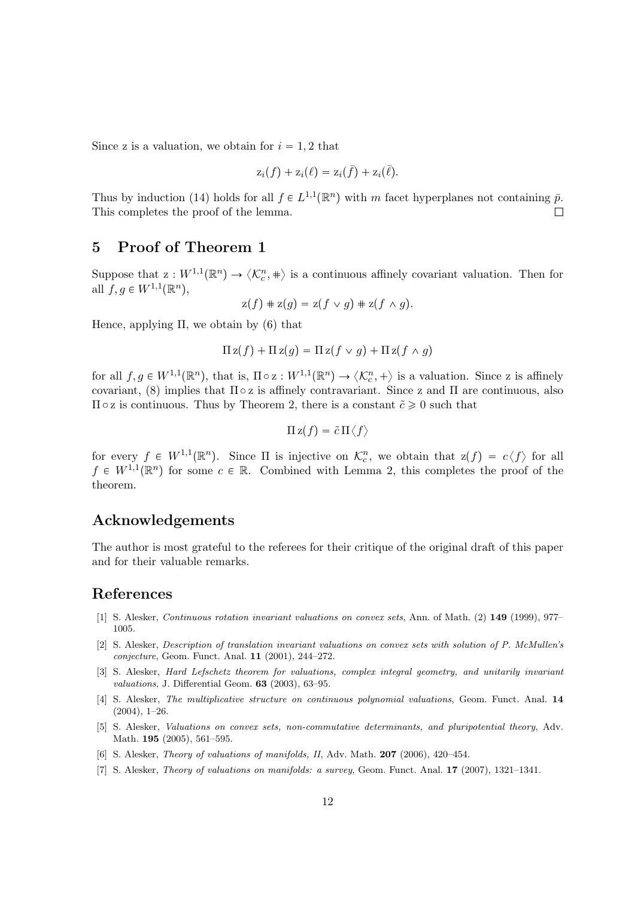Since z is a valuation, we obtain for $i = 1, 2$ that

$$\mathrm{z}_i(f) + \mathrm{z}_i(\ell) = \mathrm{z}_i(\bar{f}) + \mathrm{z}_i(\bar{\ell}).$$

Thus by induction (14) holds for all $f \in L^{1,1}(\mathbb{R}^n)$ with $m$ facet hyperplanes not containing $\bar{p}$. This completes the proof of the lemma. $\square$

## 5 Proof of Theorem 1

Suppose that $\mathrm{z} : W^{1,1}(\mathbb{R}^n) \to \langle \mathcal{K}_c^n, \# \rangle$ is a continuous affinely covariant valuation. Then for all $f, g \in W^{1,1}(\mathbb{R}^n)$,

$$\mathrm{z}(f) \# \mathrm{z}(g) = \mathrm{z}(f \vee g) \# \mathrm{z}(f \wedge g).$$

Hence, applying $\Pi$, we obtain by (6) that

$$\Pi\, \mathrm{z}(f) + \Pi\, \mathrm{z}(g) = \Pi\, \mathrm{z}(f \vee g) + \Pi\, \mathrm{z}(f \wedge g)$$

for all $f, g \in W^{1,1}(\mathbb{R}^n)$, that is, $\Pi \circ \mathrm{z} : W^{1,1}(\mathbb{R}^n) \to \langle \mathcal{K}_c^n, + \rangle$ is a valuation. Since z is affinely covariant, (8) implies that $\Pi \circ \mathrm{z}$ is affinely contravariant. Since z and $\Pi$ are continuous, also $\Pi \circ \mathrm{z}$ is continuous. Thus by Theorem 2, there is a constant $\tilde{c} \geqslant 0$ such that

$$\Pi\, \mathrm{z}(f) = \tilde{c}\, \Pi \langle f \rangle$$

for every $f \in W^{1,1}(\mathbb{R}^n)$. Since $\Pi$ is injective on $\mathcal{K}_c^n$, we obtain that $\mathrm{z}(f) = c\langle f \rangle$ for all $f \in W^{1,1}(\mathbb{R}^n)$ for some $c \in \mathbb{R}$. Combined with Lemma 2, this completes the proof of the theorem.

## Acknowledgements

The author is most grateful to the referees for their critique of the original draft of this paper and for their valuable remarks.

## References

[1] S. Alesker, *Continuous rotation invariant valuations on convex sets*, Ann. of Math. (2) **149** (1999), 977–1005.

[2] S. Alesker, *Description of translation invariant valuations on convex sets with solution of P. McMullen's conjecture*, Geom. Funct. Anal. **11** (2001), 244–272.

[3] S. Alesker, *Hard Lefschetz theorem for valuations, complex integral geometry, and unitarily invariant valuations*, J. Differential Geom. **63** (2003), 63–95.

[4] S. Alesker, *The multiplicative structure on continuous polynomial valuations*, Geom. Funct. Anal. **14** (2004), 1–26.

[5] S. Alesker, *Valuations on convex sets, non-commutative determinants, and pluripotential theory*, Adv. Math. **195** (2005), 561–595.

[6] S. Alesker, *Theory of valuations of manifolds, II*, Adv. Math. **207** (2006), 420–454.

[7] S. Alesker, *Theory of valuations on manifolds: a survey*, Geom. Funct. Anal. **17** (2007), 1321–1341.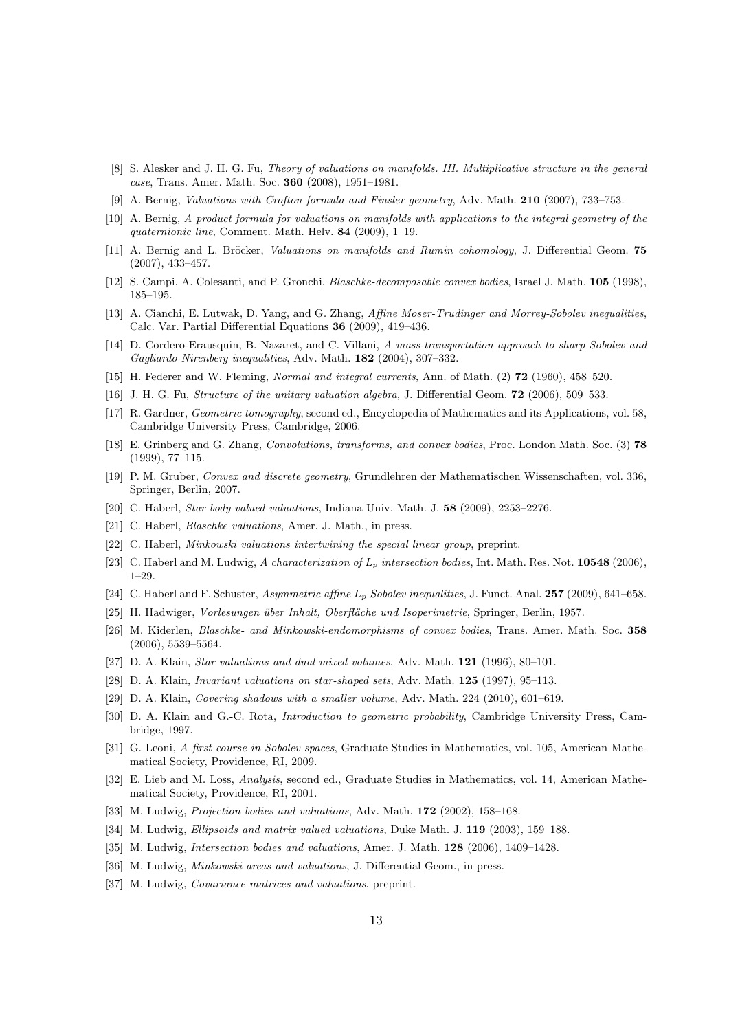[8] S. Alesker and J. H. G. Fu, *Theory of valuations on manifolds. III. Multiplicative structure in the general case*, Trans. Amer. Math. Soc. **360** (2008), 1951–1981.

[9] A. Bernig, *Valuations with Crofton formula and Finsler geometry*, Adv. Math. **210** (2007), 733–753.

[10] A. Bernig, *A product formula for valuations on manifolds with applications to the integral geometry of the quaternionic line*, Comment. Math. Helv. **84** (2009), 1–19.

[11] A. Bernig and L. Bröcker, *Valuations on manifolds and Rumin cohomology*, J. Differential Geom. **75** (2007), 433–457.

[12] S. Campi, A. Colesanti, and P. Gronchi, *Blaschke-decomposable convex bodies*, Israel J. Math. **105** (1998), 185–195.

[13] A. Cianchi, E. Lutwak, D. Yang, and G. Zhang, *Affine Moser-Trudinger and Morrey-Sobolev inequalities*, Calc. Var. Partial Differential Equations **36** (2009), 419–436.

[14] D. Cordero-Erausquin, B. Nazaret, and C. Villani, *A mass-transportation approach to sharp Sobolev and Gagliardo-Nirenberg inequalities*, Adv. Math. **182** (2004), 307–332.

[15] H. Federer and W. Fleming, *Normal and integral currents*, Ann. of Math. (2) **72** (1960), 458–520.

[16] J. H. G. Fu, *Structure of the unitary valuation algebra*, J. Differential Geom. **72** (2006), 509–533.

[17] R. Gardner, *Geometric tomography*, second ed., Encyclopedia of Mathematics and its Applications, vol. 58, Cambridge University Press, Cambridge, 2006.

[18] E. Grinberg and G. Zhang, *Convolutions, transforms, and convex bodies*, Proc. London Math. Soc. (3) **78** (1999), 77–115.

[19] P. M. Gruber, *Convex and discrete geometry*, Grundlehren der Mathematischen Wissenschaften, vol. 336, Springer, Berlin, 2007.

[20] C. Haberl, *Star body valued valuations*, Indiana Univ. Math. J. **58** (2009), 2253–2276.

[21] C. Haberl, *Blaschke valuations*, Amer. J. Math., in press.

[22] C. Haberl, *Minkowski valuations intertwining the special linear group*, preprint.

[23] C. Haberl and M. Ludwig, *A characterization of $L_p$ intersection bodies*, Int. Math. Res. Not. **10548** (2006), 1–29.

[24] C. Haberl and F. Schuster, *Asymmetric affine $L_p$ Sobolev inequalities*, J. Funct. Anal. **257** (2009), 641–658.

[25] H. Hadwiger, *Vorlesungen über Inhalt, Oberfläche und Isoperimetrie*, Springer, Berlin, 1957.

[26] M. Kiderlen, *Blaschke- and Minkowski-endomorphisms of convex bodies*, Trans. Amer. Math. Soc. **358** (2006), 5539–5564.

[27] D. A. Klain, *Star valuations and dual mixed volumes*, Adv. Math. **121** (1996), 80–101.

[28] D. A. Klain, *Invariant valuations on star-shaped sets*, Adv. Math. **125** (1997), 95–113.

[29] D. A. Klain, *Covering shadows with a smaller volume*, Adv. Math. 224 (2010), 601–619.

[30] D. A. Klain and G.-C. Rota, *Introduction to geometric probability*, Cambridge University Press, Cambridge, 1997.

[31] G. Leoni, *A first course in Sobolev spaces*, Graduate Studies in Mathematics, vol. 105, American Mathematical Society, Providence, RI, 2009.

[32] E. Lieb and M. Loss, *Analysis*, second ed., Graduate Studies in Mathematics, vol. 14, American Mathematical Society, Providence, RI, 2001.

[33] M. Ludwig, *Projection bodies and valuations*, Adv. Math. **172** (2002), 158–168.

[34] M. Ludwig, *Ellipsoids and matrix valued valuations*, Duke Math. J. **119** (2003), 159–188.

[35] M. Ludwig, *Intersection bodies and valuations*, Amer. J. Math. **128** (2006), 1409–1428.

[36] M. Ludwig, *Minkowski areas and valuations*, J. Differential Geom., in press.

[37] M. Ludwig, *Covariance matrices and valuations*, preprint.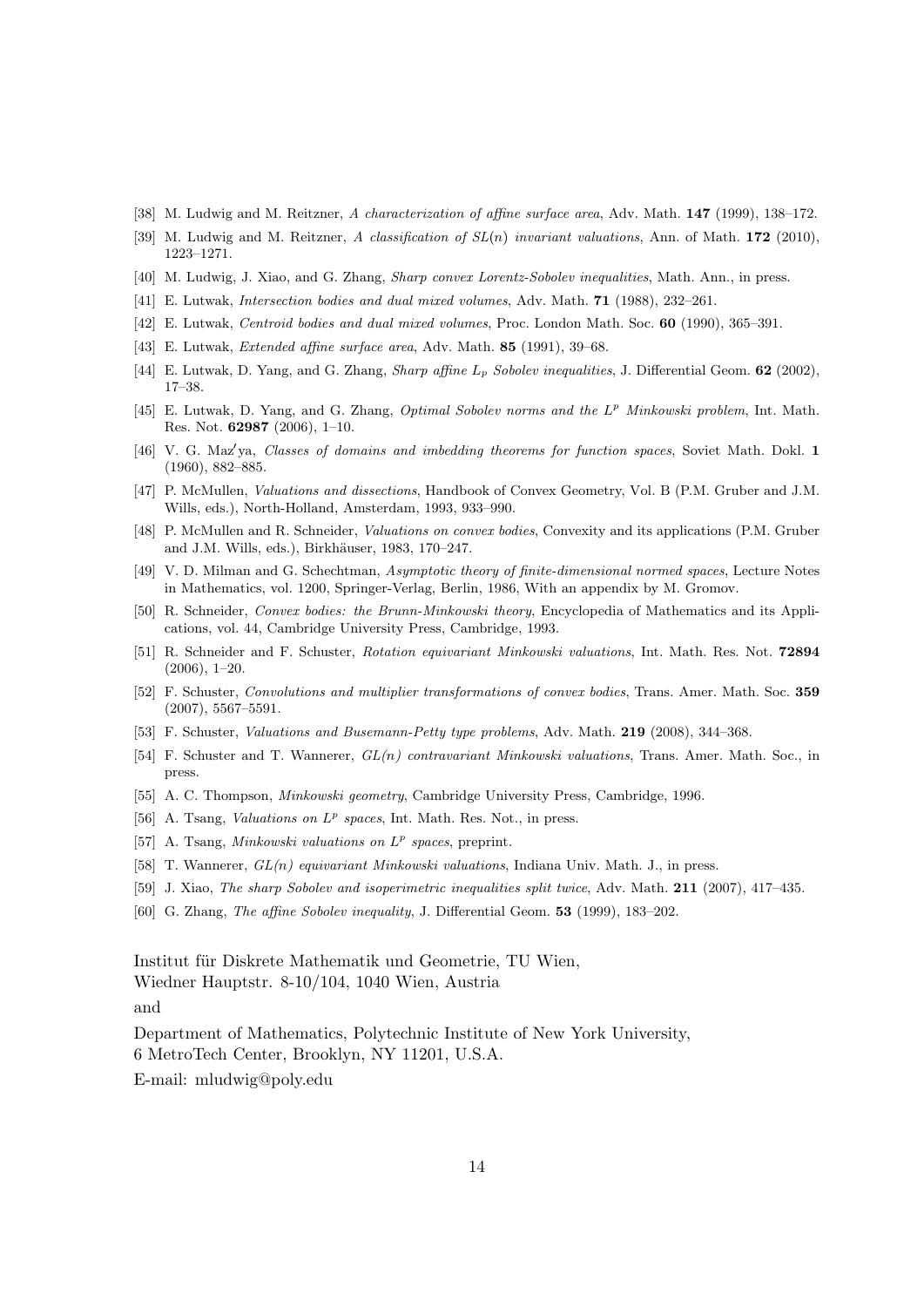[38] M. Ludwig and M. Reitzner, *A characterization of affine surface area*, Adv. Math. **147** (1999), 138–172.

[39] M. Ludwig and M. Reitzner, *A classification of $SL(n)$ invariant valuations*, Ann. of Math. **172** (2010), 1223–1271.

[40] M. Ludwig, J. Xiao, and G. Zhang, *Sharp convex Lorentz-Sobolev inequalities*, Math. Ann., in press.

[41] E. Lutwak, *Intersection bodies and dual mixed volumes*, Adv. Math. **71** (1988), 232–261.

[42] E. Lutwak, *Centroid bodies and dual mixed volumes*, Proc. London Math. Soc. **60** (1990), 365–391.

[43] E. Lutwak, *Extended affine surface area*, Adv. Math. **85** (1991), 39–68.

[44] E. Lutwak, D. Yang, and G. Zhang, *Sharp affine $L_p$ Sobolev inequalities*, J. Differential Geom. **62** (2002), 17–38.

[45] E. Lutwak, D. Yang, and G. Zhang, *Optimal Sobolev norms and the $L^p$ Minkowski problem*, Int. Math. Res. Not. **62987** (2006), 1–10.

[46] V. G. Maz′ya, *Classes of domains and imbedding theorems for function spaces*, Soviet Math. Dokl. **1** (1960), 882–885.

[47] P. McMullen, *Valuations and dissections*, Handbook of Convex Geometry, Vol. B (P.M. Gruber and J.M. Wills, eds.), North-Holland, Amsterdam, 1993, 933–990.

[48] P. McMullen and R. Schneider, *Valuations on convex bodies*, Convexity and its applications (P.M. Gruber and J.M. Wills, eds.), Birkhäuser, 1983, 170–247.

[49] V. D. Milman and G. Schechtman, *Asymptotic theory of finite-dimensional normed spaces*, Lecture Notes in Mathematics, vol. 1200, Springer-Verlag, Berlin, 1986, With an appendix by M. Gromov.

[50] R. Schneider, *Convex bodies: the Brunn-Minkowski theory*, Encyclopedia of Mathematics and its Applications, vol. 44, Cambridge University Press, Cambridge, 1993.

[51] R. Schneider and F. Schuster, *Rotation equivariant Minkowski valuations*, Int. Math. Res. Not. **72894** (2006), 1–20.

[52] F. Schuster, *Convolutions and multiplier transformations of convex bodies*, Trans. Amer. Math. Soc. **359** (2007), 5567–5591.

[53] F. Schuster, *Valuations and Busemann-Petty type problems*, Adv. Math. **219** (2008), 344–368.

[54] F. Schuster and T. Wannerer, *GL(n) contravariant Minkowski valuations*, Trans. Amer. Math. Soc., in press.

[55] A. C. Thompson, *Minkowski geometry*, Cambridge University Press, Cambridge, 1996.

[56] A. Tsang, *Valuations on $L^p$ spaces*, Int. Math. Res. Not., in press.

[57] A. Tsang, *Minkowski valuations on $L^p$ spaces*, preprint.

[58] T. Wannerer, *GL(n) equivariant Minkowski valuations*, Indiana Univ. Math. J., in press.

[59] J. Xiao, *The sharp Sobolev and isoperimetric inequalities split twice*, Adv. Math. **211** (2007), 417–435.

[60] G. Zhang, *The affine Sobolev inequality*, J. Differential Geom. **53** (1999), 183–202.

Institut für Diskrete Mathematik und Geometrie, TU Wien,
Wiedner Hauptstr. 8-10/104, 1040 Wien, Austria

and

Department of Mathematics, Polytechnic Institute of New York University,
6 MetroTech Center, Brooklyn, NY 11201, U.S.A.

E-mail: mludwig@poly.edu